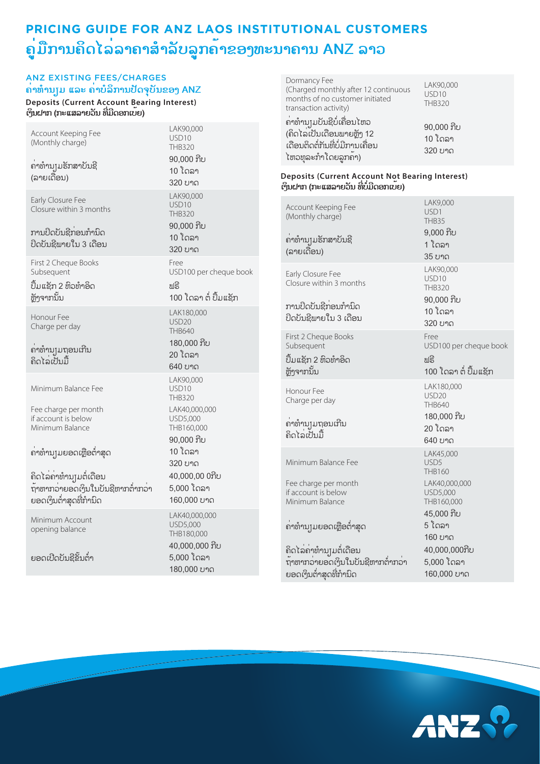# PRICING GUIDE FOR ANZ LAOS INSTITUTIONAL CUSTOMERS
# ຄູ່ມືການຄິດໄລ່ລາຄາສໍາລັບລູກຄ້າຂອງທະນາຄານ ANZ ລາວ

## ANZ EXISTING FEES/CHARGES
## ຄ່າທໍານຽມ ແລະ ຄ່າບໍລິການປັດຈຸບັນຂອງ ANZ

### Deposits (Current Account Bearing Interest)
### ເງິນຝາກ (ກະແສລາຍວັນ ທີ່ມີດອກເບ້ຍ)

| | |
|---|---|
| Account Keeping Fee (Monthly charge)<br><br>ຄ່າທໍານຽມຮັກສາບັນຊີ (ລາຍເດືອນ) | LAK90,000<br>USD10<br>THB320<br>90,000 ກີບ<br>10 ໂດລາ<br>320 ບາດ |
| Early Closure Fee<br>Closure within 3 months<br><br>ການປິດບັນຊີກ່ອນກໍານົດ<br>ປິດບັນຊີພາຍໃນ 3 ເດືອນ | LAK90,000<br>USD10<br>THB320<br>90,000 ກີບ<br>10 ໂດລາ<br>320 ບາດ |
| First 2 Cheque Books<br>Subsequent<br>ປື້ມແຊັກ 2 ຫົວທໍາອິດ<br>ຫຼັງຈາກນັ້ນ | Free<br>USD100 per cheque book<br>ຟຣີ<br>100 ໂດລາ ຕໍ່ ປື້ມແຊັກ |
| Honour Fee<br>Charge per day<br><br>ຄ່າທໍານຽມຖອນເກີນ<br>ຄິດໄລ່ເປັນມື້ | LAK180,000<br>USD20<br>THB640<br>180,000 ກີບ<br>20 ໂດລາ<br>640 ບາດ |
| Minimum Balance Fee<br><br>Fee charge per month if account is below Minimum Balance<br><br>ຄ່າທໍານຽມຍອດເຫຼືອຕໍ່າສຸດ<br><br>ຄິດໄລ່ຄ່າທໍານຽມຕໍ່ເດືອນ ຖ້າຫາກວ່າຍອດເງິນໃນບັນຊີຫາກຕໍ່າກວ່າຍອດເງິນຕໍ່າສຸດທີ່ກໍານົດ | LAK90,000<br>USD10<br>THB320<br>LAK40,000,000<br>USD5,000<br>THB160,000<br>90,000 ກີບ<br>10 ໂດລາ<br>320 ບາດ<br>40,000,00 0ກີບ<br>5,000 ໂດລາ<br>160,000 ບາດ |
| Minimum Account opening balance<br><br>ຍອດເປີດບັນຊີຂັ້ນຕໍ່າ | LAK40,000,000<br>USD5,000<br>THB180,000<br>40,000,000 ກີບ<br>5,000 ໂດລາ<br>180,000 ບາດ |
| Dormancy Fee<br>(Charged monthly after 12 continuous months of no customer initiated transaction activity)<br><br>ຄ່າທໍານຽມບັນຊີບໍ່ເຄື່ອນໄຫວ (ຄິດໄລ່ເປັນເດືອນພາຍຫຼັງ 12 ເດືອນຕິດຕໍ່ກັນທີ່ບໍ່ມີການເຄື່ອນໄຫວທຸລະກໍາໂດຍລູກຄ້າ) | LAK90,000<br>USD10<br>THB320<br>90,000 ກີບ<br>10 ໂດລາ<br>320 ບາດ |

### Deposits (Current Account Not Bearing Interest)
### ເງິນຝາກ (ກະແສລາຍວັນ ທີ່ບໍ່ມີດອກເບ້ຍ)

| | |
|---|---|
| Account Keeping Fee (Monthly charge)<br><br>ຄ່າທໍານຽມຮັກສາບັນຊີ (ລາຍເດືອນ) | LAK9,000<br>USD1<br>THB35<br>9,000 ກີບ<br>1 ໂດລາ<br>35 ບາດ |
| Early Closure Fee<br>Closure within 3 months<br><br>ການປິດບັນຊີກ່ອນກໍານົດ<br>ປິດບັນຊີພາຍໃນ 3 ເດືອນ | LAK90,000<br>USD10<br>THB320<br>90,000 ກີບ<br>10 ໂດລາ<br>320 ບາດ |
| First 2 Cheque Books<br>Subsequent<br>ປື້ມແຊັກ 2 ຫົວທໍາອິດ<br>ຫຼັງຈາກນັ້ນ | Free<br>USD100 per cheque book<br>ຟຣີ<br>100 ໂດລາ ຕໍ່ ປື້ມແຊັກ |
| Honour Fee<br>Charge per day<br><br>ຄ່າທໍານຽມຖອນເກີນ<br>ຄິດໄລ່ເປັນມື້ | LAK180,000<br>USD20<br>THB640<br>180,000 ກີບ<br>20 ໂດລາ<br>640 ບາດ |
| Minimum Balance Fee<br><br>Fee charge per month if account is below Minimum Balance<br><br>ຄ່າທໍານຽມຍອດເຫຼືອຕໍ່າສຸດ<br><br>ຄິດໄລ່ຄ່າທໍານຽມຕໍ່ເດືອນ ຖ້າຫາກວ່າຍອດເງິນໃນບັນຊີຫາກຕໍ່າກວ່າຍອດເງິນຕໍ່າສຸດທີ່ກໍານົດ | LAK45,000<br>USD5<br>THB160<br>LAK40,000,000<br>USD5,000<br>THB160,000<br>45,000 ກີບ<br>5 ໂດລາ<br>160 ບາດ<br>40,000,000ກີບ<br>5,000 ໂດລາ<br>160,000 ບາດ |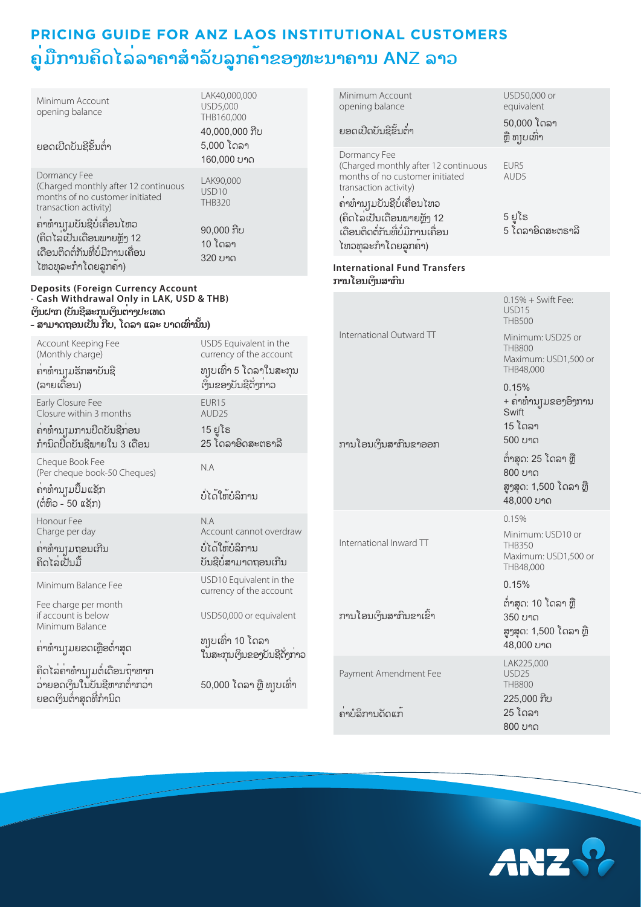# PRICING GUIDE FOR ANZ LAOS INSTITUTIONAL CUSTOMERS
# ຄູ່ມືການຄິດໄລ່ລາຄາສໍາລັບລູກຄ້າຂອງທະນາຄານ ANZ ລາວ

| | |
|---|---|
| Minimum Account opening balance<br>ຍອດເປີດບັນຊີຂັ້ນຕ່ຳ | LAK40,000,000<br>USD5,000<br>THB160,000<br>40,000,000 ກີບ<br>5,000 ໂດລາ<br>160,000 ບາດ |
| Dormancy Fee<br>(Charged monthly after 12 continuous months of no customer initiated transaction activity)<br>ຄ່າທຳນຽມບັນຊີບໍ່ເຄື່ອນໄຫວ<br>(ຄິດໄລ່ເປັນເດືອນພາຍຫຼັງ 12 ເດືອນຕິດຕໍ່ກັນທີ່ບໍ່ມີການເຄື່ອນໄຫວທຸລະກຳໂດຍລູກຄ້າ) | LAK90,000<br>USD10<br>THB320<br>90,000 ກີບ<br>10 ໂດລາ<br>320 ບາດ |

**Deposits (Foreign Currency Account - Cash Withdrawal Only in LAK, USD & THB)**
**ເງິນຝາກ (ບັນຊີສະກຸນເງິນຕ່າງປະເທດ - ສາມາດຖອນເປັນ ກີບ, ໂດລາ ແລະ ບາດເທົ່ານັ້ນ)**

| | |
|---|---|
| Account Keeping Fee<br>(Monthly charge)<br>ຄ່າທຳນຽມຮັກສາບັນຊີ<br>(ລາຍເດືອນ) | USD5 Equivalent in the currency of the account<br>ທຽບເທົ່າ 5 ໂດລາໃນສະກຸນເງິນຂອງບັນຊີດັ່ງກ່າວ |
| Early Closure Fee<br>Closure within 3 months<br>ຄ່າທຳນຽມການປິດບັນຊີກ່ອນກຳນົດປິດບັນຊີພາຍໃນ 3 ເດືອນ | EUR15<br>AUD25<br>15 ຢູໂຣ<br>25 ໂດລາອົດສະຕຣາລີ |
| Cheque Book Fee<br>(Per cheque book-50 Cheques)<br>ຄ່າທຳນຽມປຶ້ມແຊັກ<br>(ຕໍ່ຫົວ - 50 ແຊັກ) | N.A<br>ບໍ່ໄດ້ໃຫ້ບໍລິການ |
| Honour Fee<br>Charge per day<br>ຄ່າທຳນຽມຖອນເກີນ<br>ຄິດໄລ່ເປັນມື້ | N.A<br>Account cannot overdraw<br>ບໍ່ໄດ້ໃຫ້ບໍລິການ<br>ບັນຊີບໍ່ສາມາດຖອນເກີນ |
| Minimum Balance Fee<br>Fee charge per month if account is below Minimum Balance<br>ຄ່າທຳນຽມຍອດເຫຼືອຕ່ຳສຸດ<br>ຄິດໄລ່ຄ່າທຳນຽມຕໍ່ເດືອນຖ້າຫາກວ່າຍອດເງິນໃນບັນຊີຫາກຕ່ຳກວ່າຍອດເງິນຕ່ຳສຸດທີ່ກຳນົດ | USD10 Equivalent in the currency of the account<br>USD50,000 or equivalent<br>ທຽບເທົ່າ 10 ໂດລາໃນສະກຸນເງິນຂອງບັນຊີດັ່ງກ່າວ<br>50,000 ໂດລາ ຫຼື ທຽບເທົ່າ |

| | |
|---|---|
| Minimum Account opening balance<br>ຍອດເປີດບັນຊີຂັ້ນຕ່ຳ | USD50,000 or equivalent<br>50,000 ໂດລາ ຫຼື ທຽບເທົ່າ |
| Dormancy Fee<br>(Charged monthly after 12 continuous months of no customer initiated transaction activity)<br>ຄ່າທຳນຽມບັນຊີບໍ່ເຄື່ອນໄຫວ<br>(ຄິດໄລ່ເປັນເດືອນພາຍຫຼັງ 12 ເດືອນຕິດຕໍ່ກັນທີ່ບໍ່ມີການເຄື່ອນໄຫວທຸລະກຳໂດຍລູກຄ້າ) | EUR5<br>AUD5<br>5 ຢູໂຣ<br>5 ໂດລາອົດສະຕຣາລີ |

**International Fund Transfers**
**ການໂອນເງິນສາກົນ**

| | |
|---|---|
| International Outward TT<br>ການໂອນເງິນສາກົນຂາອອກ | 0.15% + Swift Fee:<br>USD15<br>THB500<br>Minimum: USD25 or THB800<br>Maximum: USD1,500 or THB48,000<br>0.15%<br>+ ຄ່າທຳນຽມຂອງອົງການ Swift<br>15 ໂດລາ<br>500 ບາດ<br>ຕ່ຳສຸດ: 25 ໂດລາ ຫຼື 800 ບາດ<br>ສູງສຸດ: 1,500 ໂດລາ ຫຼື 48,000 ບາດ |
| International Inward TT<br>ການໂອນເງິນສາກົນຂາເຂົ້າ | 0.15%<br>Minimum: USD10 or THB350<br>Maximum: USD1,500 or THB48,000<br>0.15%<br>ຕ່ຳສຸດ: 10 ໂດລາ ຫຼື 350 ບາດ<br>ສູງສຸດ: 1,500 ໂດລາ ຫຼື 48,000 ບາດ |
| Payment Amendment Fee<br>ຄ່າບໍລິການດັດແກ້ | LAK225,000<br>USD25<br>THB800<br>225,000 ກີບ<br>25 ໂດລາ<br>800 ບາດ |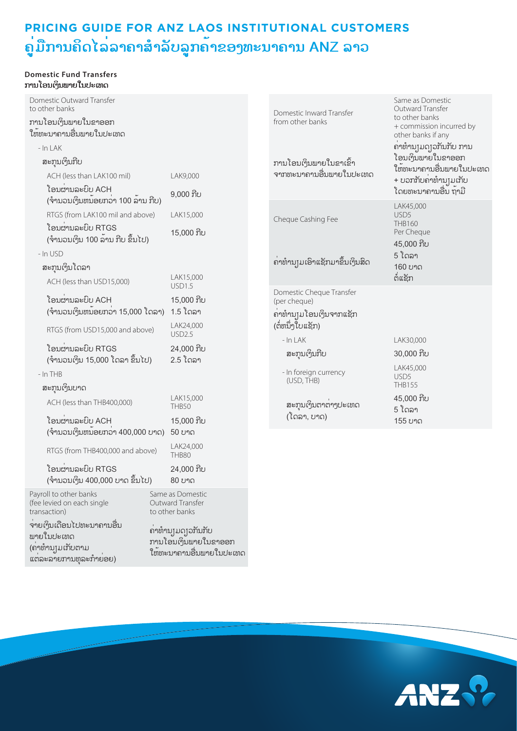# PRICING GUIDE FOR ANZ LAOS INSTITUTIONAL CUSTOMERS
# ຄູ່ມືການຄິດໄລ່ລາຄາສໍາລັບລູກຄ້າຂອງທະນາຄານ ANZ ລາວ

## Domestic Fund Transfers
## ການໂອນເງິນພາຍໃນປະເທດ

| | |
|---|---|
| Domestic Outward Transfer to other banks<br>ການໂອນເງິນພາຍໃນຂາອອກ ໃຫ້ທະນາຄານອື່ນພາຍໃນປະເທດ | |
| - In LAK<br>ສະກຸນເງິນກີບ | |
| ACH (less than LAK100 mil)<br>ໂອນຜ່ານລະບົບ ACH (ຈໍານວນເງິນໜ້ອຍກວ່າ 100 ລ້ານ ກີບ) | LAK9,000<br>9,000 ກີບ |
| RTGS (from LAK100 mil and above)<br>ໂອນຜ່ານລະບົບ RTGS (ຈໍານວນເງິນ 100 ລ້ານ ກີບ ຂຶ້ນໄປ) | LAK15,000<br>15,000 ກີບ |
| - In USD<br>ສະກຸນເງິນໂດລາ | |
| ACH (less than USD15,000)<br>ໂອນຜ່ານລະບົບ ACH (ຈໍານວນເງິນໜ້ອຍກວ່າ 15,000 ໂດລາ) | LAK15,000<br>USD1.5<br>15,000 ກີບ<br>1.5 ໂດລາ |
| RTGS (from USD15,000 and above)<br>ໂອນຜ່ານລະບົບ RTGS (ຈໍານວນເງິນ 15,000 ໂດລາ ຂຶ້ນໄປ) | LAK24,000<br>USD2.5<br>24,000 ກີບ<br>2.5 ໂດລາ |
| - In THB<br>ສະກຸນເງິນບາດ | |
| ACH (less than THB400,000)<br>ໂອນຜ່ານລະບົບ ACH (ຈໍານວນເງິນໜ້ອຍກວ່າ 400,000 ບາດ) | LAK15,000<br>THB50<br>15,000 ກີບ<br>50 ບາດ |
| RTGS (from THB400,000 and above)<br>ໂອນຜ່ານລະບົບ RTGS (ຈໍານວນເງິນ 400,000 ບາດ ຂຶ້ນໄປ) | LAK24,000<br>THB80<br>24,000 ກີບ<br>80 ບາດ |
| Payroll to other banks (fee levied on each single transaction)<br>ຈ່າຍເງິນເດືອນໄປທະນາຄານອື່ນພາຍໃນປະເທດ (ຄ່າທໍານຽມເກັບຕາມແຕ່ລະລາຍການທຸລະກໍາຍ່ອຍ) | Same as Domestic Outward Transfer to other banks<br>ຄ່າທໍານຽມດຽວກັນກັບ ການໂອນເງິນພາຍໃນຂາອອກ ໃຫ້ທະນາຄານອື່ນພາຍໃນປະເທດ |

| | |
|---|---|
| Domestic Inward Transfer from other banks<br>ການໂອນເງິນພາຍໃນຂາເຂົ້າ ຈາກທະນາຄານອື່ນພາຍໃນປະເທດ | Same as Domestic Outward Transfer to other banks + commission incurred by other banks if any<br>ຄ່າທໍານຽມດຽວກັນກັບ ການໂອນເງິນພາຍໃນຂາອອກ ໃຫ້ທະນາຄານອື່ນພາຍໃນປະເທດ + ບວກກັບຄ່າທໍານຽມເກັບໂດຍທະນາຄານອື່ນ ຖ້າມີ |
| Cheque Cashing Fee<br>ຄ່າທໍານຽມເອົາແຊັກມາຂຶ້ນເງິນສົດ | LAK45,000<br>USD5<br>THB160<br>Per Cheque<br>45,000 ກີບ<br>5 ໂດລາ<br>160 ບາດ<br>ຕໍ່ແຊັກ |
| Domestic Cheque Transfer (per cheque)<br>ຄ່າທໍານຽມໂອນເງິນຈາກແຊັກ (ຕໍ່ໜຶ່ງໃບແຊັກ) | |
| - In LAK<br>ສະກຸນເງິນກີບ | LAK30,000<br>30,000 ກີບ |
| - In foreign currency (USD, THB)<br>ສະກຸນເງິນຕາຕ່າງປະເທດ (ໂດລາ, ບາດ) | LAK45,000<br>USD5<br>THB155<br>45,000 ກີບ<br>5 ໂດລາ<br>155 ບາດ |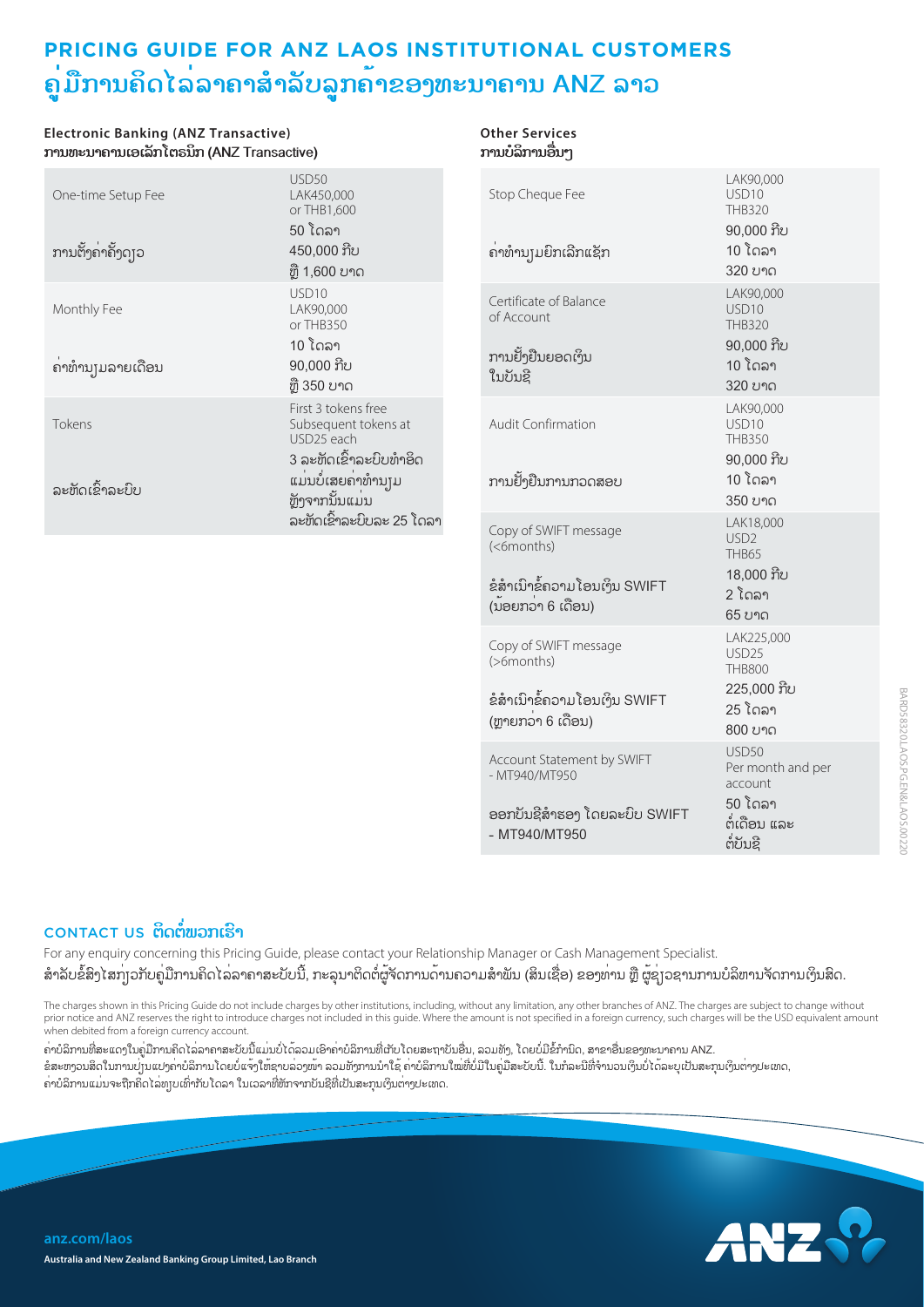# PRICING GUIDE FOR ANZ LAOS INSTITUTIONAL CUSTOMERS
# ຄູ່ມືການຄິດໄລ່ລາຄາສໍາລັບລູກຄ້າຂອງທະນາຄານ ANZ ລາວ

## Electronic Banking (ANZ Transactive)
## ການທະນາຄານເອເລັກໂຕຣນິກ (ANZ Transactive)

| | |
|---|---|
| One-time Setup Fee<br>ການຕັ້ງຄ່າຄັ້ງດຽວ | USD50<br>LAK450,000<br>or THB1,600<br>50 ໂດລາ<br>450,000 ກີບ<br>ຫຼື 1,600 ບາດ |
| Monthly Fee<br>ຄ່າທໍານຽມລາຍເດືອນ | USD10<br>LAK90,000<br>or THB350<br>10 ໂດລາ<br>90,000 ກີບ<br>ຫຼື 350 ບາດ |
| Tokens<br>ລະຫັດເຂົ້າລະບົບ | First 3 tokens free<br>Subsequent tokens at USD25 each<br>3 ລະຫັດເຂົ້າລະບົບທໍາອິດແມ່ນບໍ່ເສຍຄ່າທໍານຽມ ຫຼັງຈາກນັ້ນແມ່ນລະຫັດເຂົ້າລະບົບລະ 25 ໂດລາ |

## Other Services
## ການບໍລິການອື່ນໆ

| | |
|---|---|
| Stop Cheque Fee<br>ຄ່າທໍານຽມຍົກເລີກເຊັກ | LAK90,000<br>USD10<br>THB320<br>90,000 ກີບ<br>10 ໂດລາ<br>320 ບາດ |
| Certificate of Balance of Account<br>ການຢັ້ງຢືນຍອດເງິນໃນບັນຊີ | LAK90,000<br>USD10<br>THB320<br>90,000 ກີບ<br>10 ໂດລາ<br>320 ບາດ |
| Audit Confirmation<br>ການຢັ້ງຢືນການກວດສອບ | LAK90,000<br>USD10<br>THB350<br>90,000 ກີບ<br>10 ໂດລາ<br>350 ບາດ |
| Copy of SWIFT message (<6months)<br>ຂໍສໍາເນົາຂໍ້ຄວາມໂອນເງິນ SWIFT (ນ້ອຍກວ່າ 6 ເດືອນ) | LAK18,000<br>USD2<br>THB65<br>18,000 ກີບ<br>2 ໂດລາ<br>65 ບາດ |
| Copy of SWIFT message (>6months)<br>ຂໍສໍາເນົາຂໍ້ຄວາມໂອນເງິນ SWIFT (ຫຼາຍກວ່າ 6 ເດືອນ) | LAK225,000<br>USD25<br>THB800<br>225,000 ກີບ<br>25 ໂດລາ<br>800 ບາດ |
| Account Statement by SWIFT - MT940/MT950<br>ອອກບັນຊີສໍາຮອງ ໂດຍລະບົບ SWIFT - MT940/MT950 | USD50<br>Per month and per account<br>50 ໂດລາ<br>ຕໍ່ເດືອນ ແລະ ຕໍ່ບັນຊີ |

## CONTACT US ຕິດຕໍ່ພວກເຮົາ

For any enquiry concerning this Pricing Guide, please contact your Relationship Manager or Cash Management Specialist.
ສໍາລັບຂໍ້ສົງໄສກ່ຽວກັບຄູ່ມືການຄິດໄລ່ລາຄາສະບັບນີ້, ກະລຸນາຕິດຕໍ່ຜູ້ຈັດການດ້ານຄວາມສໍາພັນ (ສິນເຊື່ອ) ຂອງທ່ານ ຫຼື ຜູ້ຊ່ຽວຊານການບໍລິຫານຈັດການເງິນສົດ.

The charges shown in this Pricing Guide do not include charges by other institutions, including, without any limitation, any other branches of ANZ. The charges are subject to change without prior notice and ANZ reserves the right to introduce charges not included in this guide. Where the amount is not specified in a foreign currency, such charges will be the USD equivalent amount when debited from a foreign currency account.

ຄ່າບໍລິການທີ່ສະແດງໃນຄູ່ມືການຄິດໄລ່ລາຄາສະບັບນີ້ແມ່ນບໍ່ໄດ້ລວມເອົາຄ່າບໍລິການທີ່ເກັບໂດຍສະຖາບັນອື່ນ, ລວມທັງ, ໂດຍບໍ່ມີຂໍ້ກໍານົດ, ສາຂາອື່ນຂອງທະນາຄານ ANZ.
ຂໍສະຫງວນສິດໃນການປ່ຽນແປງຄ່າບໍລິການໂດຍບໍ່ແຈ້ງໃຫ້ຊາບລ່ວງໜ້າ ລວມທັງການນໍາໃຊ້ ຄ່າບໍລິການໃໝ່ທີ່ບໍ່ມີໃນຄູ່ມືສະບັບນີ້. ໃນກໍລະນີທີ່ຈໍານວນເງິນບໍ່ໄດ້ລະບຸເປັນສະກຸນເງິນຕ່າງປະເທດ, ຄ່າບໍລິການແມ່ນຈະຖືກຄິດໄລ່ທຽບເທົ່າກັບໂດລາ ໃນເວລາທີ່ຫັກຈາກບັນຊີທີ່ເປັນສະກຸນເງິນຕ່າງປະເທດ.

**anz.com/laos**

**Australia and New Zealand Banking Group Limited, Lao Branch**